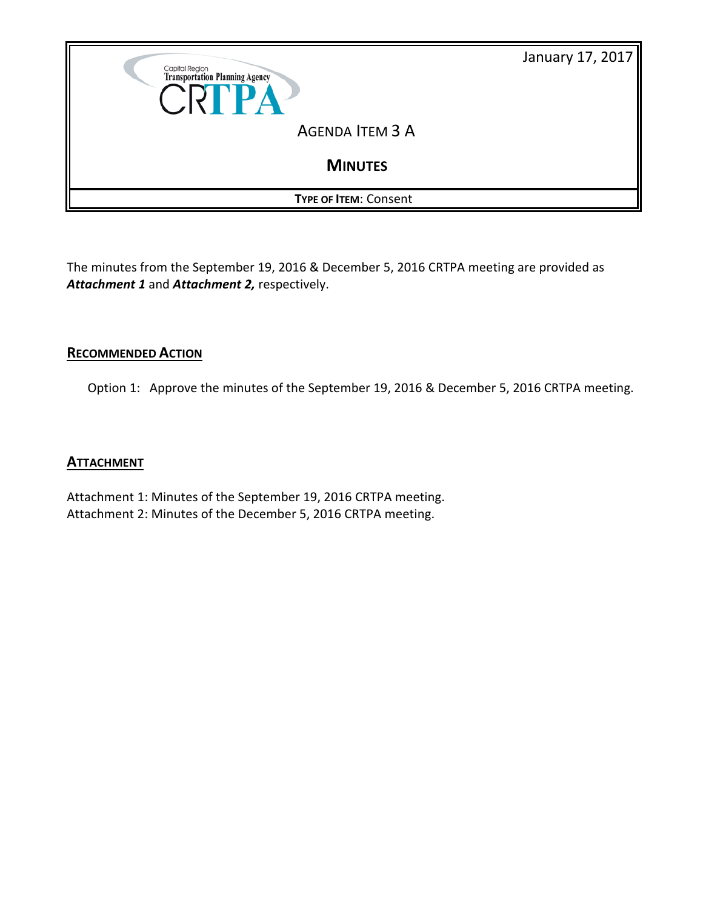Capital Region Transportation Planning Agency

CRTPA

January 17, 2017

# AGENDA ITEM 3 A

## MINUTES

**TYPE OF ITEM**: Consent

The minutes from the September 19, 2016 & December 5, 2016 CRTPA meeting are provided as ***Attachment 1*** and ***Attachment 2,*** respectively.

### RECOMMENDED ACTION

Option 1: Approve the minutes of the September 19, 2016 & December 5, 2016 CRTPA meeting.

### ATTACHMENT

Attachment 1: Minutes of the September 19, 2016 CRTPA meeting.
Attachment 2: Minutes of the December 5, 2016 CRTPA meeting.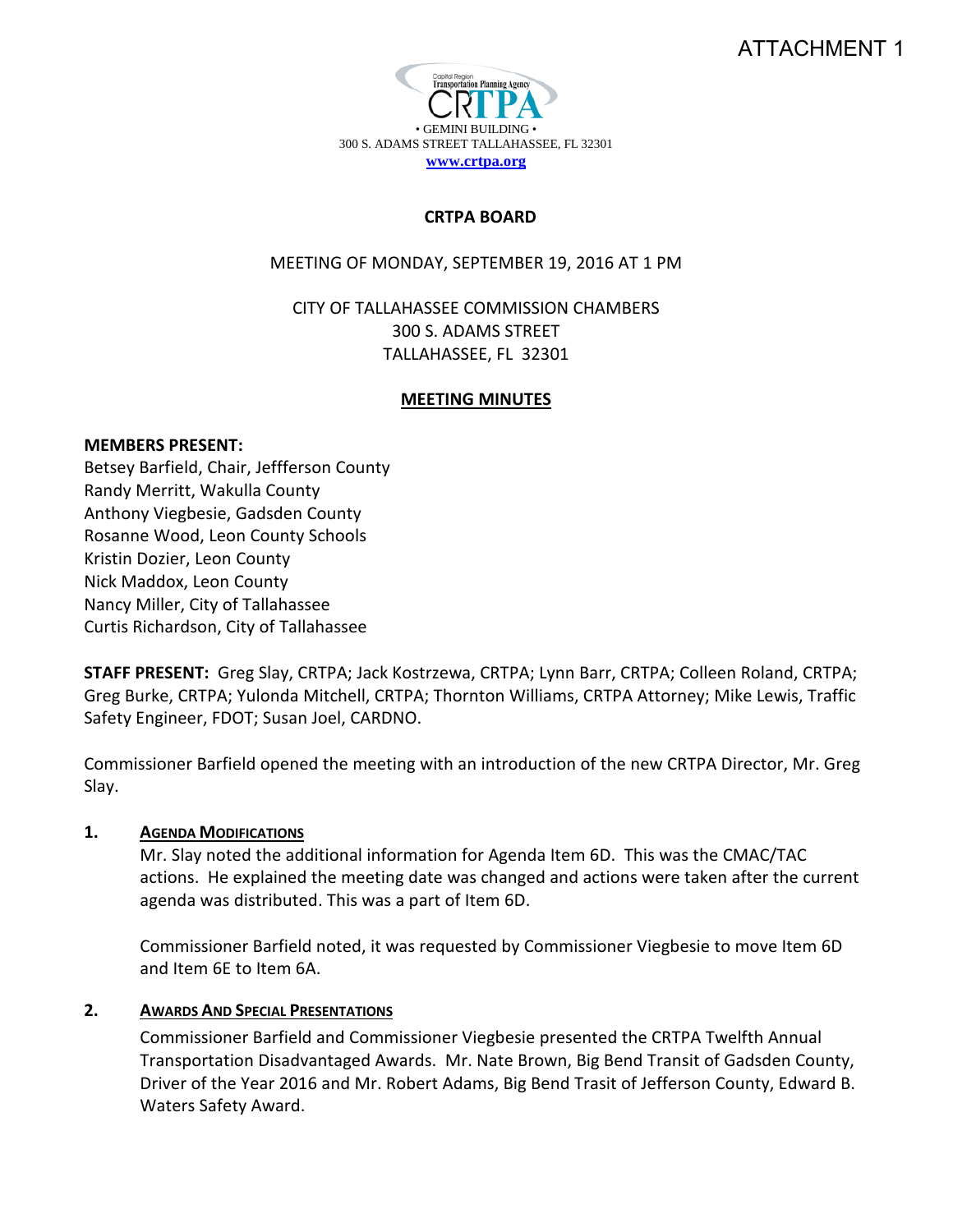ATTACHMENT 1

Capital Region Transportation Planning Agency

CRTPA

• GEMINI BUILDING •
300 S. ADAMS STREET TALLAHASSEE, FL 32301
**www.crtpa.org**

**CRTPA BOARD**

MEETING OF MONDAY, SEPTEMBER 19, 2016 AT 1 PM

CITY OF TALLAHASSEE COMMISSION CHAMBERS
300 S. ADAMS STREET
TALLAHASSEE, FL 32301

**MEETING MINUTES**

**MEMBERS PRESENT:**
Betsey Barfield, Chair, Jeffferson County
Randy Merritt, Wakulla County
Anthony Viegbesie, Gadsden County
Rosanne Wood, Leon County Schools
Kristin Dozier, Leon County
Nick Maddox, Leon County
Nancy Miller, City of Tallahassee
Curtis Richardson, City of Tallahassee

**STAFF PRESENT:** Greg Slay, CRTPA; Jack Kostrzewa, CRTPA; Lynn Barr, CRTPA; Colleen Roland, CRTPA; Greg Burke, CRTPA; Yulonda Mitchell, CRTPA; Thornton Williams, CRTPA Attorney; Mike Lewis, Traffic Safety Engineer, FDOT; Susan Joel, CARDNO.

Commissioner Barfield opened the meeting with an introduction of the new CRTPA Director, Mr. Greg Slay.

**1. AGENDA MODIFICATIONS**

Mr. Slay noted the additional information for Agenda Item 6D. This was the CMAC/TAC actions. He explained the meeting date was changed and actions were taken after the current agenda was distributed. This was a part of Item 6D.

Commissioner Barfield noted, it was requested by Commissioner Viegbesie to move Item 6D and Item 6E to Item 6A.

**2. AWARDS AND SPECIAL PRESENTATIONS**

Commissioner Barfield and Commissioner Viegbesie presented the CRTPA Twelfth Annual Transportation Disadvantaged Awards. Mr. Nate Brown, Big Bend Transit of Gadsden County, Driver of the Year 2016 and Mr. Robert Adams, Big Bend Trasit of Jefferson County, Edward B. Waters Safety Award.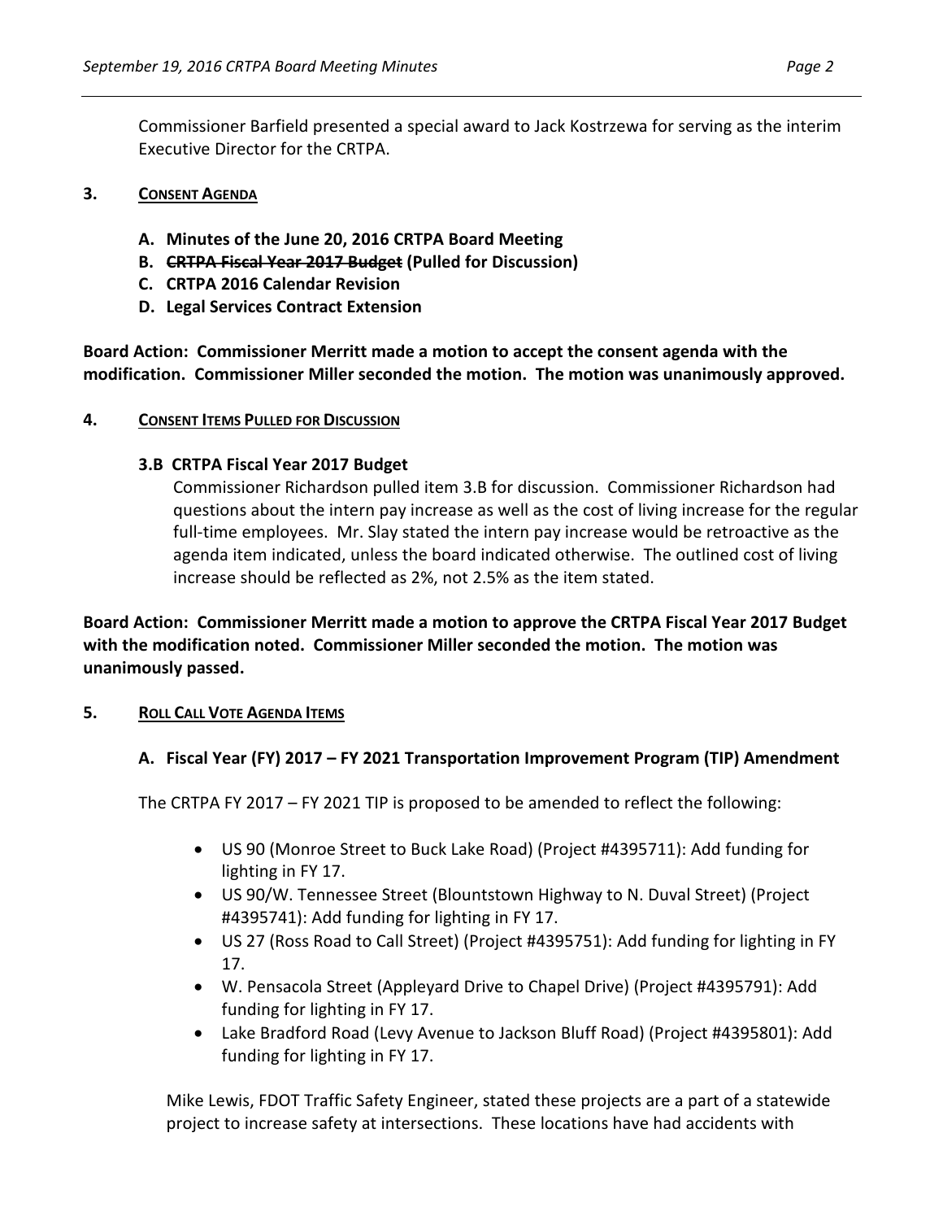Commissioner Barfield presented a special award to Jack Kostrzewa for serving as the interim Executive Director for the CRTPA.

## 3. CONSENT AGENDA

- **A. Minutes of the June 20, 2016 CRTPA Board Meeting**
- **B. ~~CRTPA Fiscal Year 2017 Budget~~ (Pulled for Discussion)**
- **C. CRTPA 2016 Calendar Revision**
- **D. Legal Services Contract Extension**

**Board Action: Commissioner Merritt made a motion to accept the consent agenda with the modification. Commissioner Miller seconded the motion. The motion was unanimously approved.**

## 4. CONSENT ITEMS PULLED FOR DISCUSSION

### 3.B CRTPA Fiscal Year 2017 Budget

Commissioner Richardson pulled item 3.B for discussion. Commissioner Richardson had questions about the intern pay increase as well as the cost of living increase for the regular full-time employees. Mr. Slay stated the intern pay increase would be retroactive as the agenda item indicated, unless the board indicated otherwise. The outlined cost of living increase should be reflected as 2%, not 2.5% as the item stated.

**Board Action: Commissioner Merritt made a motion to approve the CRTPA Fiscal Year 2017 Budget with the modification noted. Commissioner Miller seconded the motion. The motion was unanimously passed.**

## 5. ROLL CALL VOTE AGENDA ITEMS

### A. Fiscal Year (FY) 2017 – FY 2021 Transportation Improvement Program (TIP) Amendment

The CRTPA FY 2017 – FY 2021 TIP is proposed to be amended to reflect the following:

- US 90 (Monroe Street to Buck Lake Road) (Project #4395711): Add funding for lighting in FY 17.
- US 90/W. Tennessee Street (Blountstown Highway to N. Duval Street) (Project #4395741): Add funding for lighting in FY 17.
- US 27 (Ross Road to Call Street) (Project #4395751): Add funding for lighting in FY 17.
- W. Pensacola Street (Appleyard Drive to Chapel Drive) (Project #4395791): Add funding for lighting in FY 17.
- Lake Bradford Road (Levy Avenue to Jackson Bluff Road) (Project #4395801): Add funding for lighting in FY 17.

Mike Lewis, FDOT Traffic Safety Engineer, stated these projects are a part of a statewide project to increase safety at intersections. These locations have had accidents with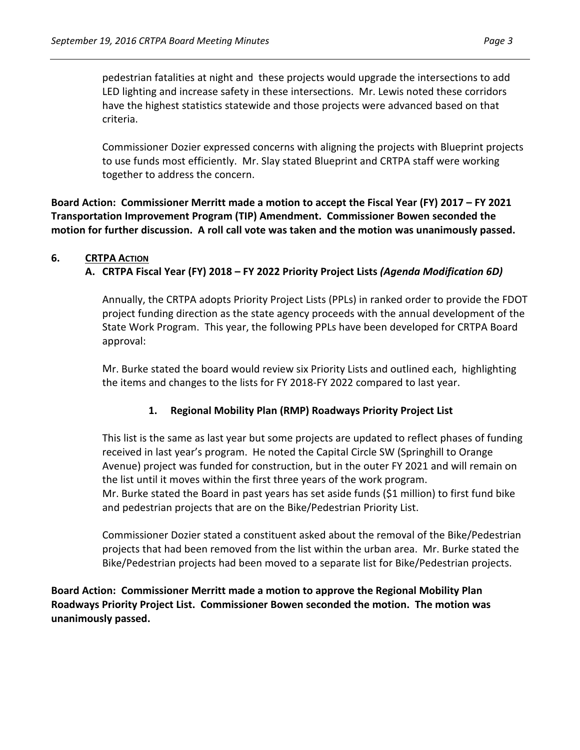pedestrian fatalities at night and these projects would upgrade the intersections to add LED lighting and increase safety in these intersections. Mr. Lewis noted these corridors have the highest statistics statewide and those projects were advanced based on that criteria.

Commissioner Dozier expressed concerns with aligning the projects with Blueprint projects to use funds most efficiently. Mr. Slay stated Blueprint and CRTPA staff were working together to address the concern.

**Board Action: Commissioner Merritt made a motion to accept the Fiscal Year (FY) 2017 – FY 2021 Transportation Improvement Program (TIP) Amendment. Commissioner Bowen seconded the motion for further discussion. A roll call vote was taken and the motion was unanimously passed.**

## 6. CRTPA ACTION

### A. CRTPA Fiscal Year (FY) 2018 – FY 2022 Priority Project Lists *(Agenda Modification 6D)*

Annually, the CRTPA adopts Priority Project Lists (PPLs) in ranked order to provide the FDOT project funding direction as the state agency proceeds with the annual development of the State Work Program. This year, the following PPLs have been developed for CRTPA Board approval:

Mr. Burke stated the board would review six Priority Lists and outlined each, highlighting the items and changes to the lists for FY 2018-FY 2022 compared to last year.

#### 1. Regional Mobility Plan (RMP) Roadways Priority Project List

This list is the same as last year but some projects are updated to reflect phases of funding received in last year's program. He noted the Capital Circle SW (Springhill to Orange Avenue) project was funded for construction, but in the outer FY 2021 and will remain on the list until it moves within the first three years of the work program.
Mr. Burke stated the Board in past years has set aside funds ($1 million) to first fund bike and pedestrian projects that are on the Bike/Pedestrian Priority List.

Commissioner Dozier stated a constituent asked about the removal of the Bike/Pedestrian projects that had been removed from the list within the urban area. Mr. Burke stated the Bike/Pedestrian projects had been moved to a separate list for Bike/Pedestrian projects.

**Board Action: Commissioner Merritt made a motion to approve the Regional Mobility Plan Roadways Priority Project List. Commissioner Bowen seconded the motion. The motion was unanimously passed.**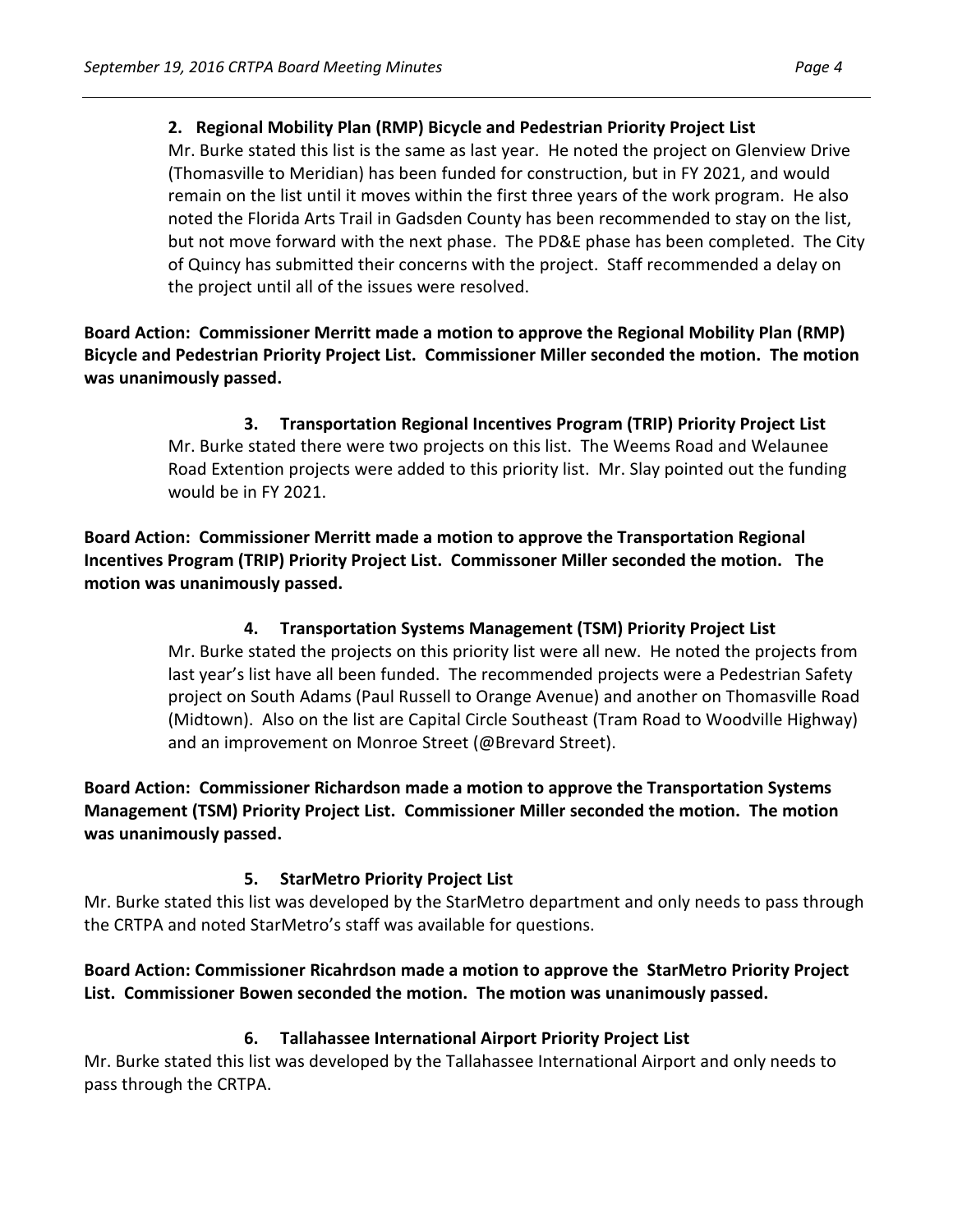**2. Regional Mobility Plan (RMP) Bicycle and Pedestrian Priority Project List**

Mr. Burke stated this list is the same as last year. He noted the project on Glenview Drive (Thomasville to Meridian) has been funded for construction, but in FY 2021, and would remain on the list until it moves within the first three years of the work program. He also noted the Florida Arts Trail in Gadsden County has been recommended to stay on the list, but not move forward with the next phase. The PD&E phase has been completed. The City of Quincy has submitted their concerns with the project. Staff recommended a delay on the project until all of the issues were resolved.

**Board Action: Commissioner Merritt made a motion to approve the Regional Mobility Plan (RMP) Bicycle and Pedestrian Priority Project List. Commissioner Miller seconded the motion. The motion was unanimously passed.**

**3. Transportation Regional Incentives Program (TRIP) Priority Project List**

Mr. Burke stated there were two projects on this list. The Weems Road and Welaunee Road Extention projects were added to this priority list. Mr. Slay pointed out the funding would be in FY 2021.

**Board Action: Commissioner Merritt made a motion to approve the Transportation Regional Incentives Program (TRIP) Priority Project List. Commissoner Miller seconded the motion. The motion was unanimously passed.**

**4. Transportation Systems Management (TSM) Priority Project List**

Mr. Burke stated the projects on this priority list were all new. He noted the projects from last year's list have all been funded. The recommended projects were a Pedestrian Safety project on South Adams (Paul Russell to Orange Avenue) and another on Thomasville Road (Midtown). Also on the list are Capital Circle Southeast (Tram Road to Woodville Highway) and an improvement on Monroe Street (@Brevard Street).

**Board Action: Commissioner Richardson made a motion to approve the Transportation Systems Management (TSM) Priority Project List. Commissioner Miller seconded the motion. The motion was unanimously passed.**

**5. StarMetro Priority Project List**

Mr. Burke stated this list was developed by the StarMetro department and only needs to pass through the CRTPA and noted StarMetro's staff was available for questions.

**Board Action: Commissioner Ricahrdson made a motion to approve the StarMetro Priority Project List. Commissioner Bowen seconded the motion. The motion was unanimously passed.**

**6. Tallahassee International Airport Priority Project List**

Mr. Burke stated this list was developed by the Tallahassee International Airport and only needs to pass through the CRTPA.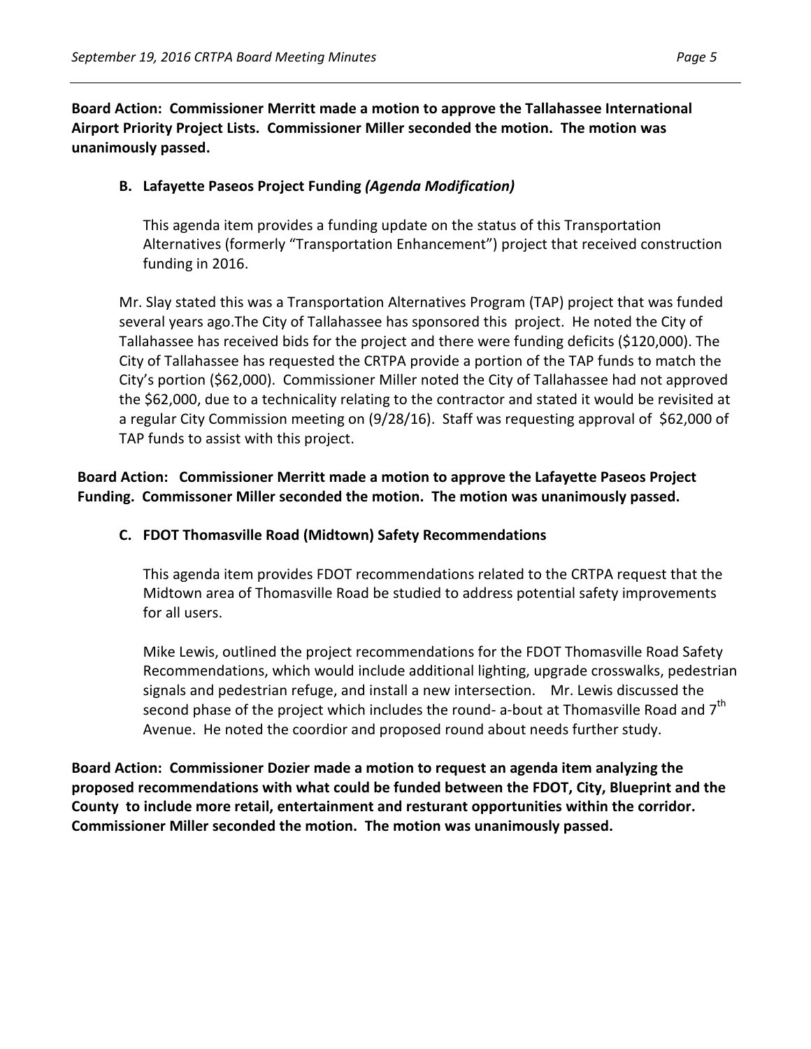**Board Action: Commissioner Merritt made a motion to approve the Tallahassee International Airport Priority Project Lists. Commissioner Miller seconded the motion. The motion was unanimously passed.**

**B. Lafayette Paseos Project Funding *(Agenda Modification)***

This agenda item provides a funding update on the status of this Transportation Alternatives (formerly "Transportation Enhancement") project that received construction funding in 2016.

Mr. Slay stated this was a Transportation Alternatives Program (TAP) project that was funded several years ago.The City of Tallahassee has sponsored this project. He noted the City of Tallahassee has received bids for the project and there were funding deficits ($120,000). The City of Tallahassee has requested the CRTPA provide a portion of the TAP funds to match the City's portion ($62,000). Commissioner Miller noted the City of Tallahassee had not approved the $62,000, due to a technicality relating to the contractor and stated it would be revisited at a regular City Commission meeting on (9/28/16). Staff was requesting approval of $62,000 of TAP funds to assist with this project.

**Board Action: Commissioner Merritt made a motion to approve the Lafayette Paseos Project Funding. Commissoner Miller seconded the motion. The motion was unanimously passed.**

**C. FDOT Thomasville Road (Midtown) Safety Recommendations**

This agenda item provides FDOT recommendations related to the CRTPA request that the Midtown area of Thomasville Road be studied to address potential safety improvements for all users.

Mike Lewis, outlined the project recommendations for the FDOT Thomasville Road Safety Recommendations, which would include additional lighting, upgrade crosswalks, pedestrian signals and pedestrian refuge, and install a new intersection. Mr. Lewis discussed the second phase of the project which includes the round- a-bout at Thomasville Road and 7th Avenue. He noted the coordior and proposed round about needs further study.

**Board Action: Commissioner Dozier made a motion to request an agenda item analyzing the proposed recommendations with what could be funded between the FDOT, City, Blueprint and the County to include more retail, entertainment and resturant opportunities within the corridor. Commissioner Miller seconded the motion. The motion was unanimously passed.**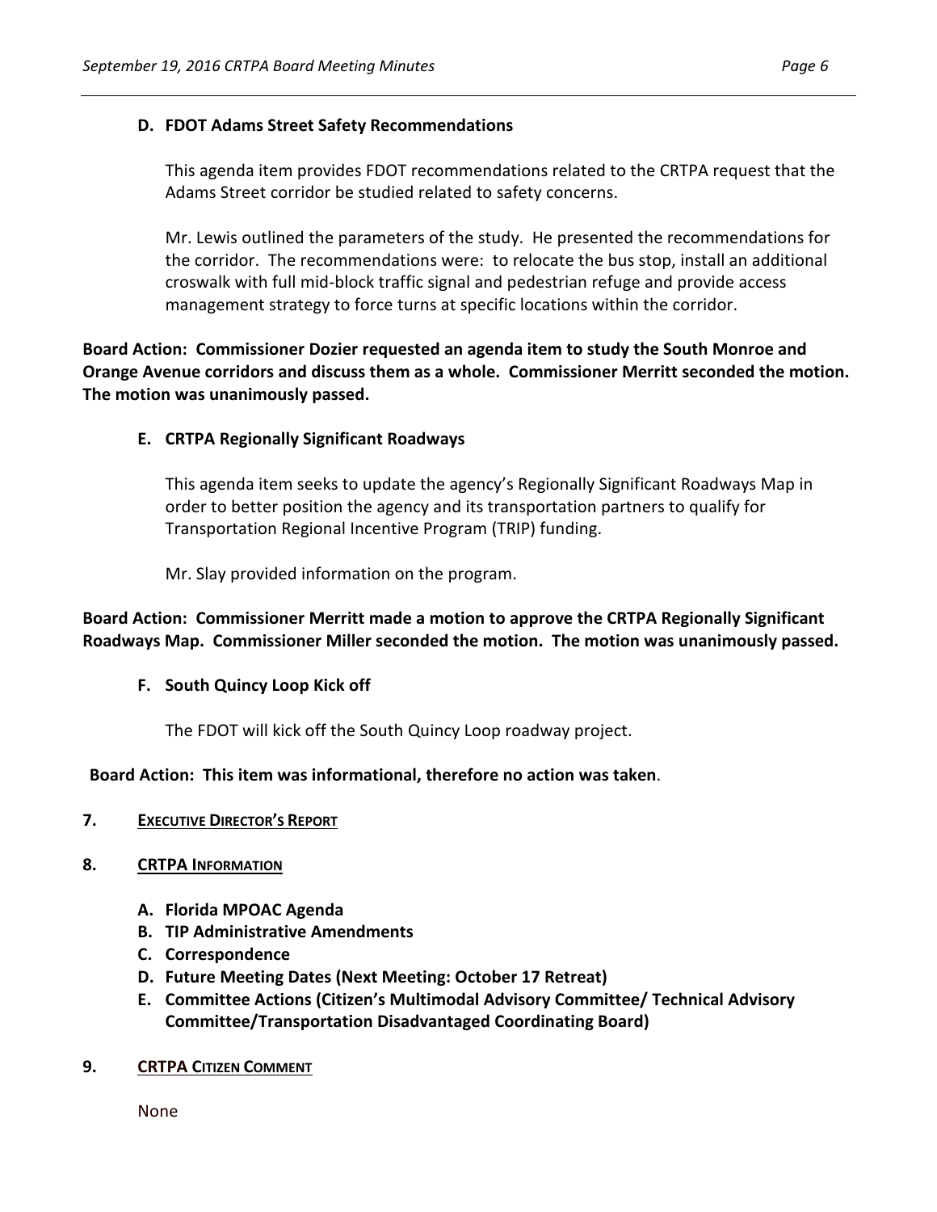**D. FDOT Adams Street Safety Recommendations**

This agenda item provides FDOT recommendations related to the CRTPA request that the Adams Street corridor be studied related to safety concerns.

Mr. Lewis outlined the parameters of the study. He presented the recommendations for the corridor. The recommendations were: to relocate the bus stop, install an additional croswalk with full mid-block traffic signal and pedestrian refuge and provide access management strategy to force turns at specific locations within the corridor.

**Board Action: Commissioner Dozier requested an agenda item to study the South Monroe and Orange Avenue corridors and discuss them as a whole. Commissioner Merritt seconded the motion. The motion was unanimously passed.**

**E. CRTPA Regionally Significant Roadways**

This agenda item seeks to update the agency's Regionally Significant Roadways Map in order to better position the agency and its transportation partners to qualify for Transportation Regional Incentive Program (TRIP) funding.

Mr. Slay provided information on the program.

**Board Action: Commissioner Merritt made a motion to approve the CRTPA Regionally Significant Roadways Map. Commissioner Miller seconded the motion. The motion was unanimously passed.**

**F. South Quincy Loop Kick off**

The FDOT will kick off the South Quincy Loop roadway project.

**Board Action: This item was informational, therefore no action was taken**.

**7. EXECUTIVE DIRECTOR'S REPORT**

**8. CRTPA INFORMATION**

- **A. Florida MPOAC Agenda**
- **B. TIP Administrative Amendments**
- **C. Correspondence**
- **D. Future Meeting Dates (Next Meeting: October 17 Retreat)**
- **E. Committee Actions (Citizen's Multimodal Advisory Committee/ Technical Advisory Committee/Transportation Disadvantaged Coordinating Board)**

**9. CRTPA CITIZEN COMMENT**

None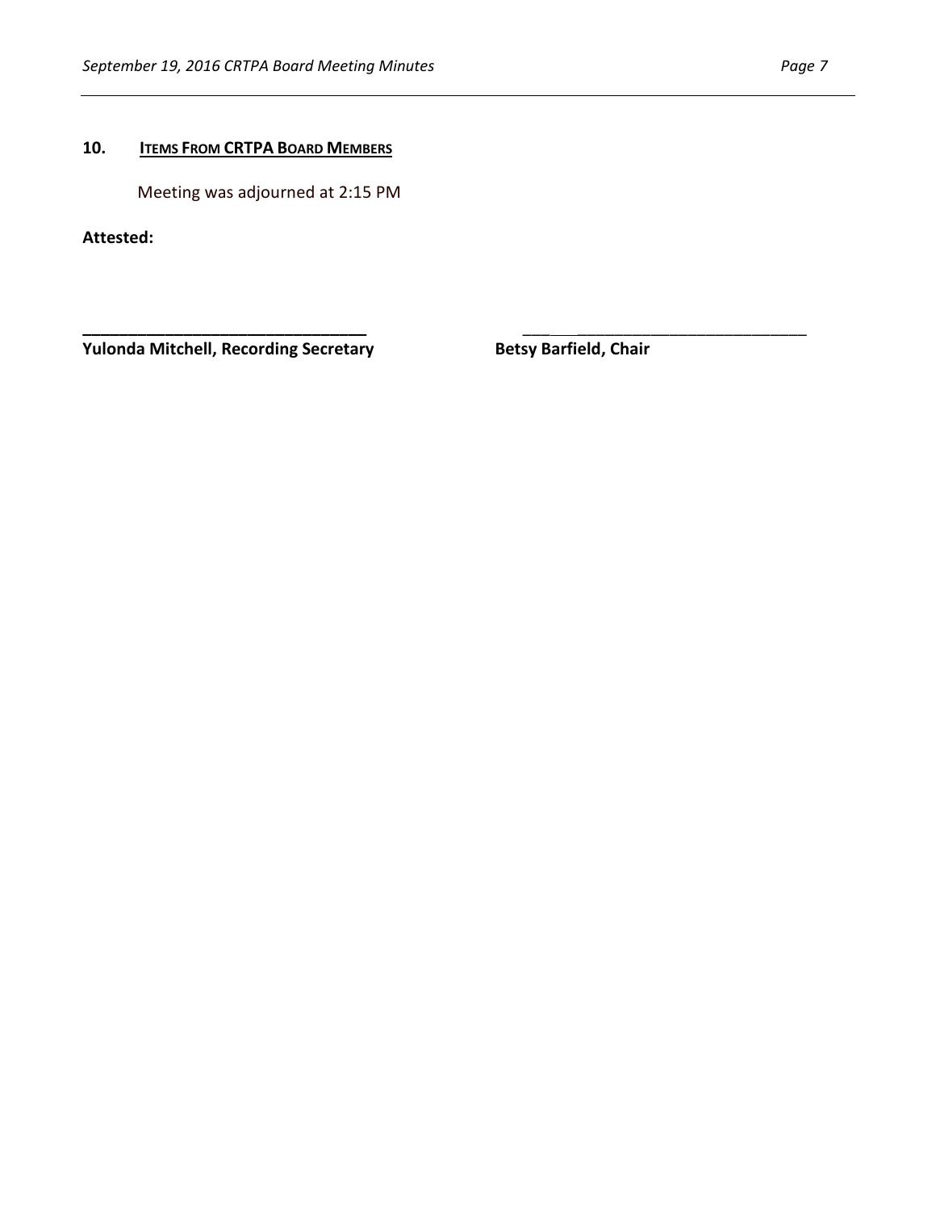## 10. ITEMS FROM CRTPA BOARD MEMBERS

Meeting was adjourned at 2:15 PM

**Attested:**

\_\_\_\_\_\_\_\_\_\_\_\_\_\_\_\_\_\_\_\_\_\_\_\_\_\_\_\_\_\_\_\_ \_\_\_\_\_\_\_\_\_\_\_\_\_\_\_\_\_\_\_\_\_\_\_\_\_\_\_\_\_\_\_\_

**Yulonda Mitchell, Recording Secretary** **Betsy Barfield, Chair**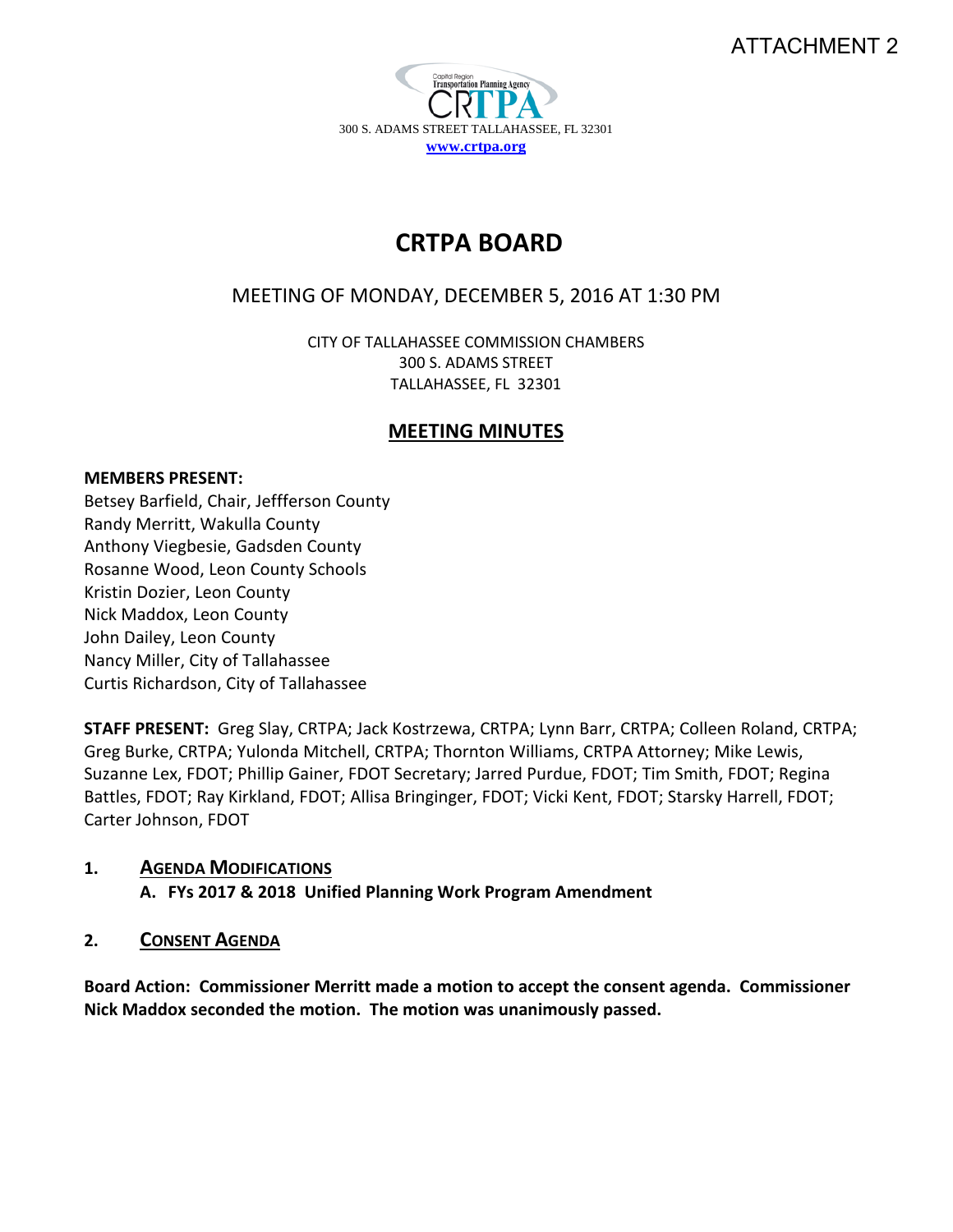ATTACHMENT 2

300 S. ADAMS STREET TALLAHASSEE, FL 32301
www.crtpa.org

# CRTPA BOARD

## MEETING OF MONDAY, DECEMBER 5, 2016 AT 1:30 PM

CITY OF TALLAHASSEE COMMISSION CHAMBERS
300 S. ADAMS STREET
TALLAHASSEE, FL 32301

## MEETING MINUTES

**MEMBERS PRESENT:**
Betsey Barfield, Chair, Jeffferson County
Randy Merritt, Wakulla County
Anthony Viegbesie, Gadsden County
Rosanne Wood, Leon County Schools
Kristin Dozier, Leon County
Nick Maddox, Leon County
John Dailey, Leon County
Nancy Miller, City of Tallahassee
Curtis Richardson, City of Tallahassee

**STAFF PRESENT:** Greg Slay, CRTPA; Jack Kostrzewa, CRTPA; Lynn Barr, CRTPA; Colleen Roland, CRTPA; Greg Burke, CRTPA; Yulonda Mitchell, CRTPA; Thornton Williams, CRTPA Attorney; Mike Lewis, Suzanne Lex, FDOT; Phillip Gainer, FDOT Secretary; Jarred Purdue, FDOT; Tim Smith, FDOT; Regina Battles, FDOT; Ray Kirkland, FDOT; Allisa Bringinger, FDOT; Vicki Kent, FDOT; Starsky Harrell, FDOT; Carter Johnson, FDOT

1. **AGENDA MODIFICATIONS**
   **A. FYs 2017 & 2018 Unified Planning Work Program Amendment**

2. **CONSENT AGENDA**

**Board Action: Commissioner Merritt made a motion to accept the consent agenda. Commissioner Nick Maddox seconded the motion. The motion was unanimously passed.**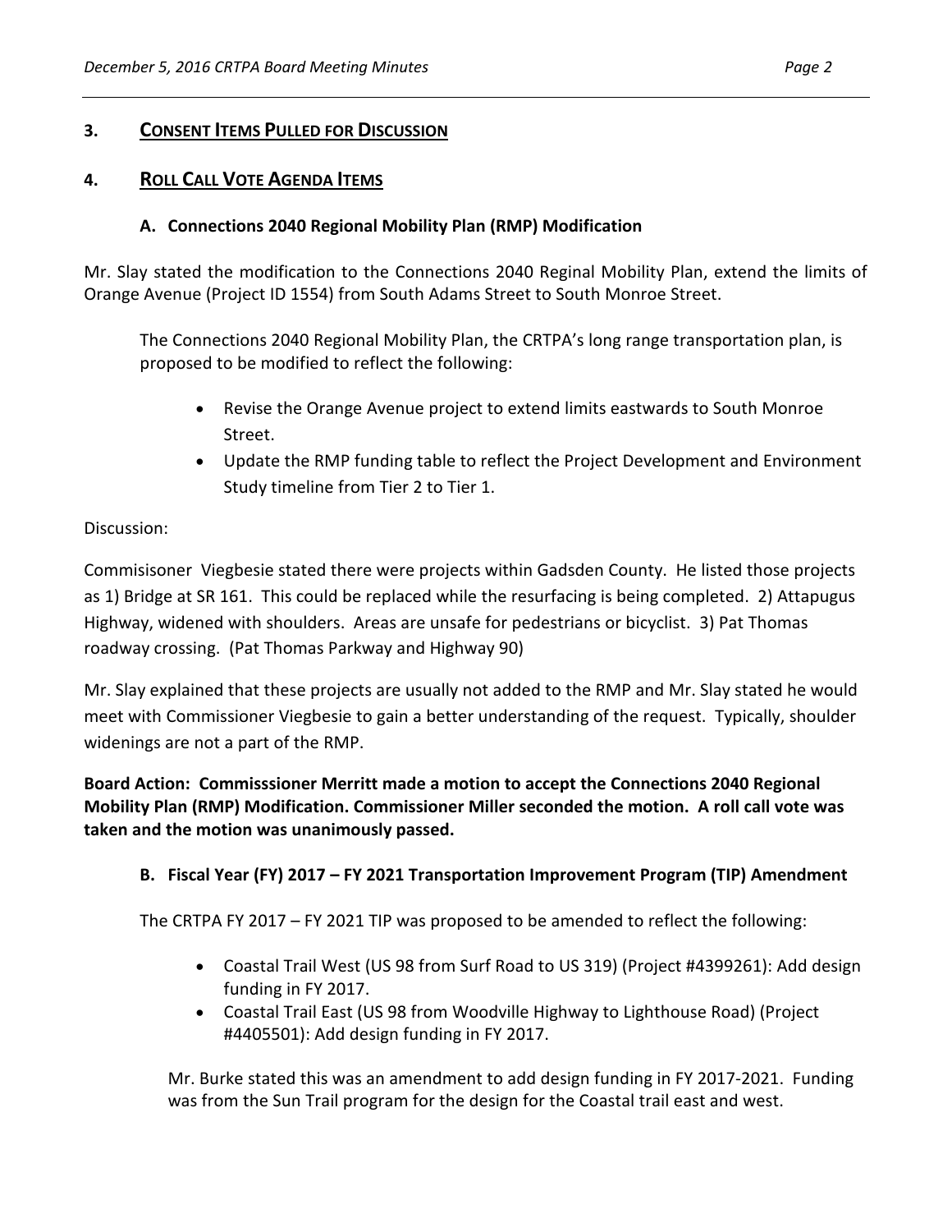## 3. CONSENT ITEMS PULLED FOR DISCUSSION

## 4. ROLL CALL VOTE AGENDA ITEMS

### A. Connections 2040 Regional Mobility Plan (RMP) Modification

Mr. Slay stated the modification to the Connections 2040 Reginal Mobility Plan, extend the limits of Orange Avenue (Project ID 1554) from South Adams Street to South Monroe Street.

The Connections 2040 Regional Mobility Plan, the CRTPA's long range transportation plan, is proposed to be modified to reflect the following:

- Revise the Orange Avenue project to extend limits eastwards to South Monroe Street.
- Update the RMP funding table to reflect the Project Development and Environment Study timeline from Tier 2 to Tier 1.

Discussion:

Commisisoner Viegbesie stated there were projects within Gadsden County. He listed those projects as 1) Bridge at SR 161. This could be replaced while the resurfacing is being completed. 2) Attapugus Highway, widened with shoulders. Areas are unsafe for pedestrians or bicyclist. 3) Pat Thomas roadway crossing. (Pat Thomas Parkway and Highway 90)

Mr. Slay explained that these projects are usually not added to the RMP and Mr. Slay stated he would meet with Commissioner Viegbesie to gain a better understanding of the request. Typically, shoulder widenings are not a part of the RMP.

**Board Action: Commisssioner Merritt made a motion to accept the Connections 2040 Regional Mobility Plan (RMP) Modification. Commissioner Miller seconded the motion. A roll call vote was taken and the motion was unanimously passed.**

### B. Fiscal Year (FY) 2017 – FY 2021 Transportation Improvement Program (TIP) Amendment

The CRTPA FY 2017 – FY 2021 TIP was proposed to be amended to reflect the following:

- Coastal Trail West (US 98 from Surf Road to US 319) (Project #4399261): Add design funding in FY 2017.
- Coastal Trail East (US 98 from Woodville Highway to Lighthouse Road) (Project #4405501): Add design funding in FY 2017.

Mr. Burke stated this was an amendment to add design funding in FY 2017-2021. Funding was from the Sun Trail program for the design for the Coastal trail east and west.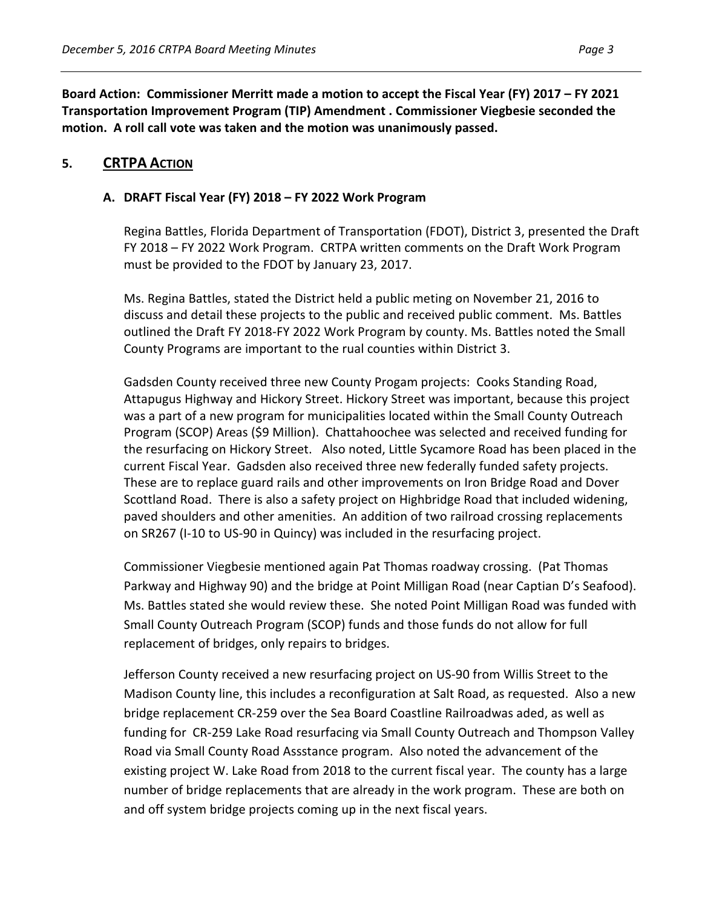**Board Action: Commissioner Merritt made a motion to accept the Fiscal Year (FY) 2017 – FY 2021 Transportation Improvement Program (TIP) Amendment . Commissioner Viegbesie seconded the motion. A roll call vote was taken and the motion was unanimously passed.**

## 5. CRTPA ACTION

### A. DRAFT Fiscal Year (FY) 2018 – FY 2022 Work Program

Regina Battles, Florida Department of Transportation (FDOT), District 3, presented the Draft FY 2018 – FY 2022 Work Program. CRTPA written comments on the Draft Work Program must be provided to the FDOT by January 23, 2017.

Ms. Regina Battles, stated the District held a public meting on November 21, 2016 to discuss and detail these projects to the public and received public comment. Ms. Battles outlined the Draft FY 2018-FY 2022 Work Program by county. Ms. Battles noted the Small County Programs are important to the rual counties within District 3.

Gadsden County received three new County Progam projects: Cooks Standing Road, Attapugus Highway and Hickory Street. Hickory Street was important, because this project was a part of a new program for municipalities located within the Small County Outreach Program (SCOP) Areas ($9 Million). Chattahoochee was selected and received funding for the resurfacing on Hickory Street. Also noted, Little Sycamore Road has been placed in the current Fiscal Year. Gadsden also received three new federally funded safety projects. These are to replace guard rails and other improvements on Iron Bridge Road and Dover Scottland Road. There is also a safety project on Highbridge Road that included widening, paved shoulders and other amenities. An addition of two railroad crossing replacements on SR267 (I-10 to US-90 in Quincy) was included in the resurfacing project.

Commissioner Viegbesie mentioned again Pat Thomas roadway crossing. (Pat Thomas Parkway and Highway 90) and the bridge at Point Milligan Road (near Captian D's Seafood). Ms. Battles stated she would review these. She noted Point Milligan Road was funded with Small County Outreach Program (SCOP) funds and those funds do not allow for full replacement of bridges, only repairs to bridges.

Jefferson County received a new resurfacing project on US-90 from Willis Street to the Madison County line, this includes a reconfiguration at Salt Road, as requested. Also a new bridge replacement CR-259 over the Sea Board Coastline Railroadwas aded, as well as funding for CR-259 Lake Road resurfacing via Small County Outreach and Thompson Valley Road via Small County Road Assstance program. Also noted the advancement of the existing project W. Lake Road from 2018 to the current fiscal year. The county has a large number of bridge replacements that are already in the work program. These are both on and off system bridge projects coming up in the next fiscal years.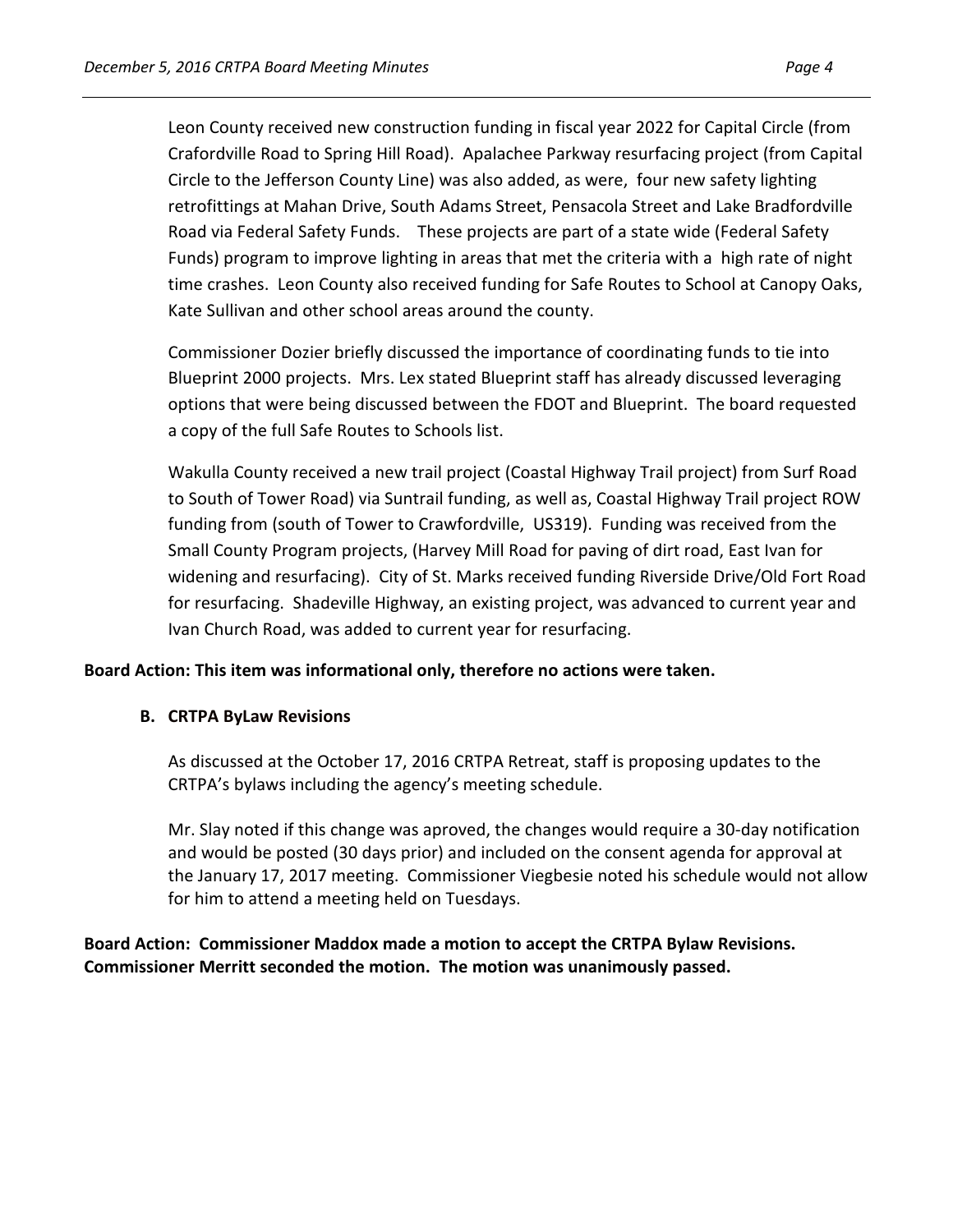Leon County received new construction funding in fiscal year 2022 for Capital Circle (from Crafordville Road to Spring Hill Road). Apalachee Parkway resurfacing project (from Capital Circle to the Jefferson County Line) was also added, as were, four new safety lighting retrofittings at Mahan Drive, South Adams Street, Pensacola Street and Lake Bradfordville Road via Federal Safety Funds. These projects are part of a state wide (Federal Safety Funds) program to improve lighting in areas that met the criteria with a high rate of night time crashes. Leon County also received funding for Safe Routes to School at Canopy Oaks, Kate Sullivan and other school areas around the county.

Commissioner Dozier briefly discussed the importance of coordinating funds to tie into Blueprint 2000 projects. Mrs. Lex stated Blueprint staff has already discussed leveraging options that were being discussed between the FDOT and Blueprint. The board requested a copy of the full Safe Routes to Schools list.

Wakulla County received a new trail project (Coastal Highway Trail project) from Surf Road to South of Tower Road) via Suntrail funding, as well as, Coastal Highway Trail project ROW funding from (south of Tower to Crawfordville, US319). Funding was received from the Small County Program projects, (Harvey Mill Road for paving of dirt road, East Ivan for widening and resurfacing). City of St. Marks received funding Riverside Drive/Old Fort Road for resurfacing. Shadeville Highway, an existing project, was advanced to current year and Ivan Church Road, was added to current year for resurfacing.

**Board Action: This item was informational only, therefore no actions were taken.**

**B. CRTPA ByLaw Revisions**

As discussed at the October 17, 2016 CRTPA Retreat, staff is proposing updates to the CRTPA's bylaws including the agency's meeting schedule.

Mr. Slay noted if this change was aproved, the changes would require a 30-day notification and would be posted (30 days prior) and included on the consent agenda for approval at the January 17, 2017 meeting. Commissioner Viegbesie noted his schedule would not allow for him to attend a meeting held on Tuesdays.

**Board Action: Commissioner Maddox made a motion to accept the CRTPA Bylaw Revisions. Commissioner Merritt seconded the motion. The motion was unanimously passed.**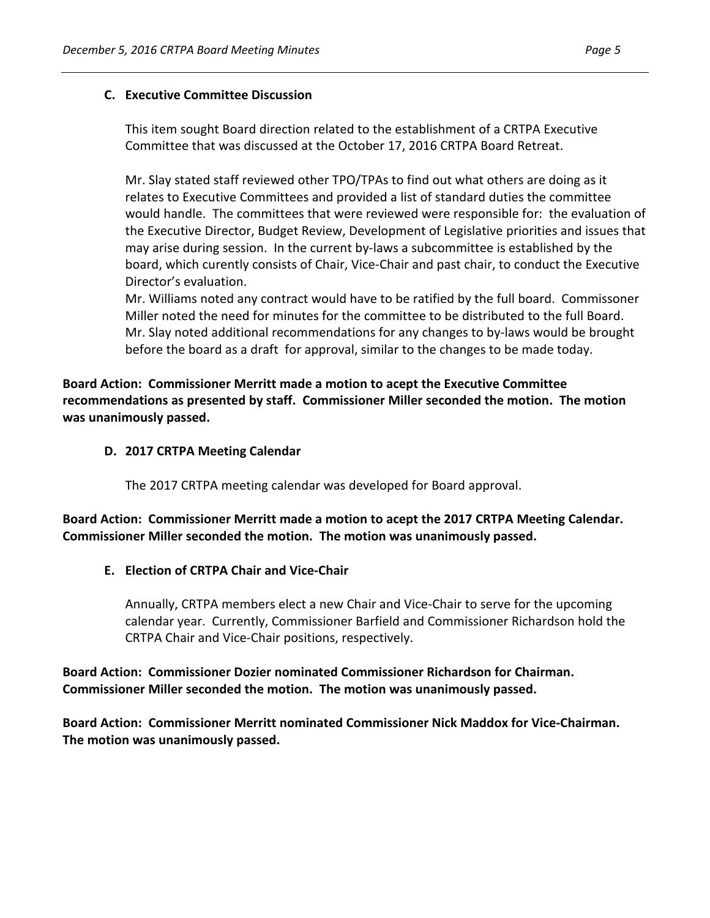### C. Executive Committee Discussion

This item sought Board direction related to the establishment of a CRTPA Executive Committee that was discussed at the October 17, 2016 CRTPA Board Retreat.

Mr. Slay stated staff reviewed other TPO/TPAs to find out what others are doing as it relates to Executive Committees and provided a list of standard duties the committee would handle. The committees that were reviewed were responsible for: the evaluation of the Executive Director, Budget Review, Development of Legislative priorities and issues that may arise during session. In the current by-laws a subcommittee is established by the board, which curently consists of Chair, Vice-Chair and past chair, to conduct the Executive Director's evaluation.

Mr. Williams noted any contract would have to be ratified by the full board. Commissoner Miller noted the need for minutes for the committee to be distributed to the full Board. Mr. Slay noted additional recommendations for any changes to by-laws would be brought before the board as a draft for approval, similar to the changes to be made today.

**Board Action: Commissioner Merritt made a motion to acept the Executive Committee recommendations as presented by staff. Commissioner Miller seconded the motion. The motion was unanimously passed.**

### D. 2017 CRTPA Meeting Calendar

The 2017 CRTPA meeting calendar was developed for Board approval.

**Board Action: Commissioner Merritt made a motion to acept the 2017 CRTPA Meeting Calendar. Commissioner Miller seconded the motion. The motion was unanimously passed.**

### E. Election of CRTPA Chair and Vice-Chair

Annually, CRTPA members elect a new Chair and Vice-Chair to serve for the upcoming calendar year. Currently, Commissioner Barfield and Commissioner Richardson hold the CRTPA Chair and Vice-Chair positions, respectively.

**Board Action: Commissioner Dozier nominated Commissioner Richardson for Chairman. Commissioner Miller seconded the motion. The motion was unanimously passed.**

**Board Action: Commissioner Merritt nominated Commissioner Nick Maddox for Vice-Chairman. The motion was unanimously passed.**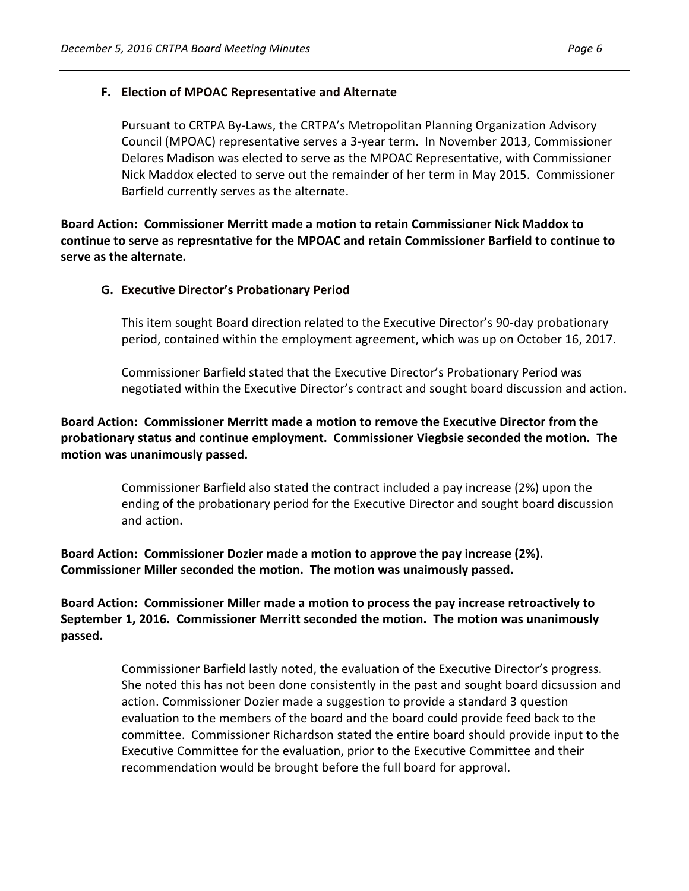### F. Election of MPOAC Representative and Alternate

Pursuant to CRTPA By-Laws, the CRTPA's Metropolitan Planning Organization Advisory Council (MPOAC) representative serves a 3-year term. In November 2013, Commissioner Delores Madison was elected to serve as the MPOAC Representative, with Commissioner Nick Maddox elected to serve out the remainder of her term in May 2015. Commissioner Barfield currently serves as the alternate.

**Board Action: Commissioner Merritt made a motion to retain Commissioner Nick Maddox to continue to serve as represntative for the MPOAC and retain Commissioner Barfield to continue to serve as the alternate.**

### G. Executive Director's Probationary Period

This item sought Board direction related to the Executive Director's 90-day probationary period, contained within the employment agreement, which was up on October 16, 2017.

Commissioner Barfield stated that the Executive Director's Probationary Period was negotiated within the Executive Director's contract and sought board discussion and action.

**Board Action: Commissioner Merritt made a motion to remove the Executive Director from the probationary status and continue employment. Commissioner Viegbsie seconded the motion. The motion was unanimously passed.**

Commissioner Barfield also stated the contract included a pay increase (2%) upon the ending of the probationary period for the Executive Director and sought board discussion and action**.**

**Board Action: Commissioner Dozier made a motion to approve the pay increase (2%). Commissioner Miller seconded the motion. The motion was unaimously passed.**

**Board Action: Commissioner Miller made a motion to process the pay increase retroactively to September 1, 2016. Commissioner Merritt seconded the motion. The motion was unanimously passed.**

Commissioner Barfield lastly noted, the evaluation of the Executive Director's progress. She noted this has not been done consistently in the past and sought board dicsussion and action. Commissioner Dozier made a suggestion to provide a standard 3 question evaluation to the members of the board and the board could provide feed back to the committee. Commissioner Richardson stated the entire board should provide input to the Executive Committee for the evaluation, prior to the Executive Committee and their recommendation would be brought before the full board for approval.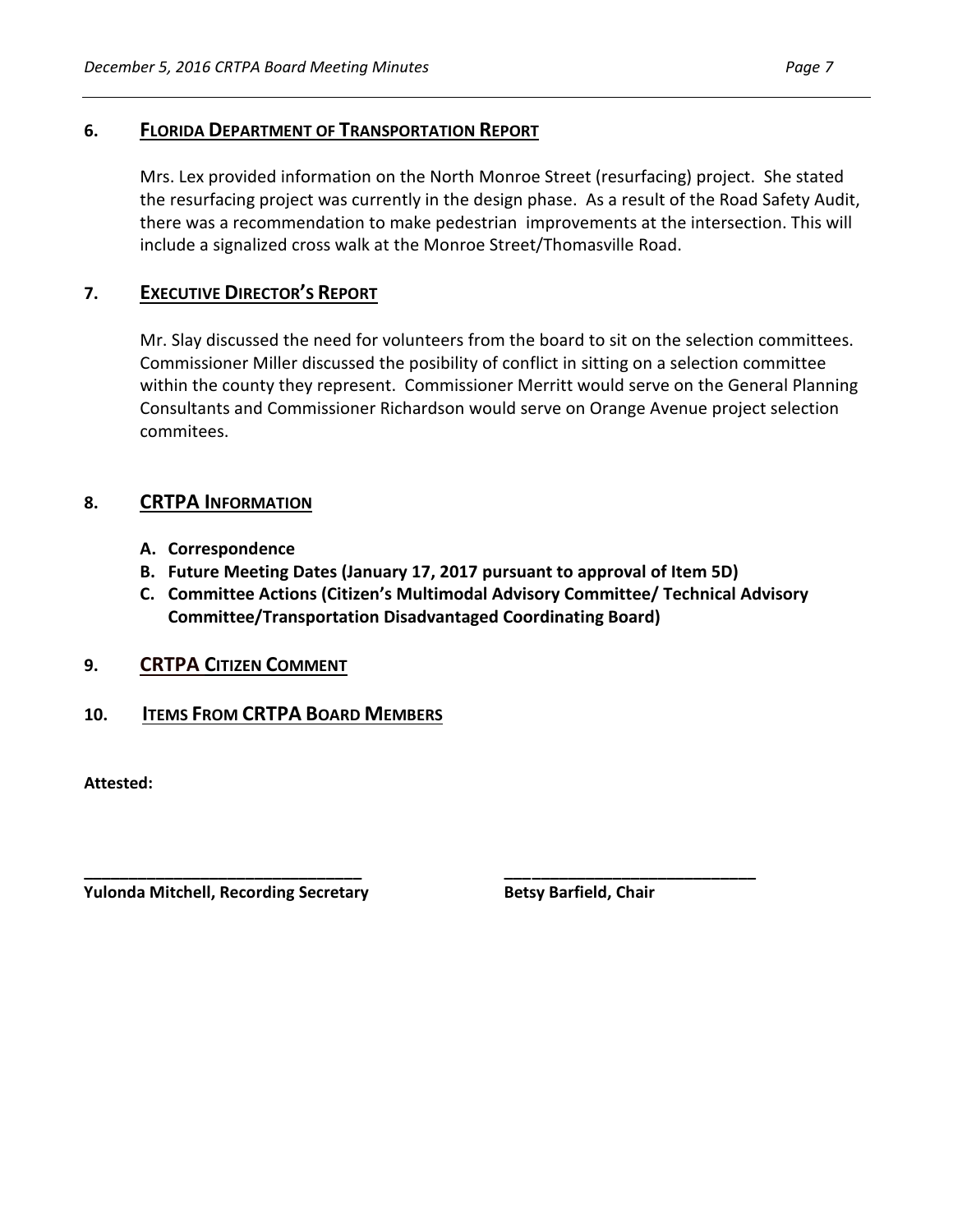## 6. FLORIDA DEPARTMENT OF TRANSPORTATION REPORT

Mrs. Lex provided information on the North Monroe Street (resurfacing) project. She stated the resurfacing project was currently in the design phase. As a result of the Road Safety Audit, there was a recommendation to make pedestrian improvements at the intersection. This will include a signalized cross walk at the Monroe Street/Thomasville Road.

## 7. EXECUTIVE DIRECTOR'S REPORT

Mr. Slay discussed the need for volunteers from the board to sit on the selection committees. Commissioner Miller discussed the posibility of conflict in sitting on a selection committee within the county they represent. Commissioner Merritt would serve on the General Planning Consultants and Commissioner Richardson would serve on Orange Avenue project selection commitees.

## 8. CRTPA INFORMATION

- **A. Correspondence**
- **B. Future Meeting Dates (January 17, 2017 pursuant to approval of Item 5D)**
- **C. Committee Actions (Citizen's Multimodal Advisory Committee/ Technical Advisory Committee/Transportation Disadvantaged Coordinating Board)**

## 9. CRTPA CITIZEN COMMENT

## 10. ITEMS FROM CRTPA BOARD MEMBERS

**Attested:**

\_\_\_\_\_\_\_\_\_\_\_\_\_\_\_\_\_\_\_\_\_\_\_\_\_\_\_\_\_\_\_\_
**Yulonda Mitchell, Recording Secretary**

\_\_\_\_\_\_\_\_\_\_\_\_\_\_\_\_\_\_\_\_\_\_\_\_\_\_\_\_\_\_
**Betsy Barfield, Chair**